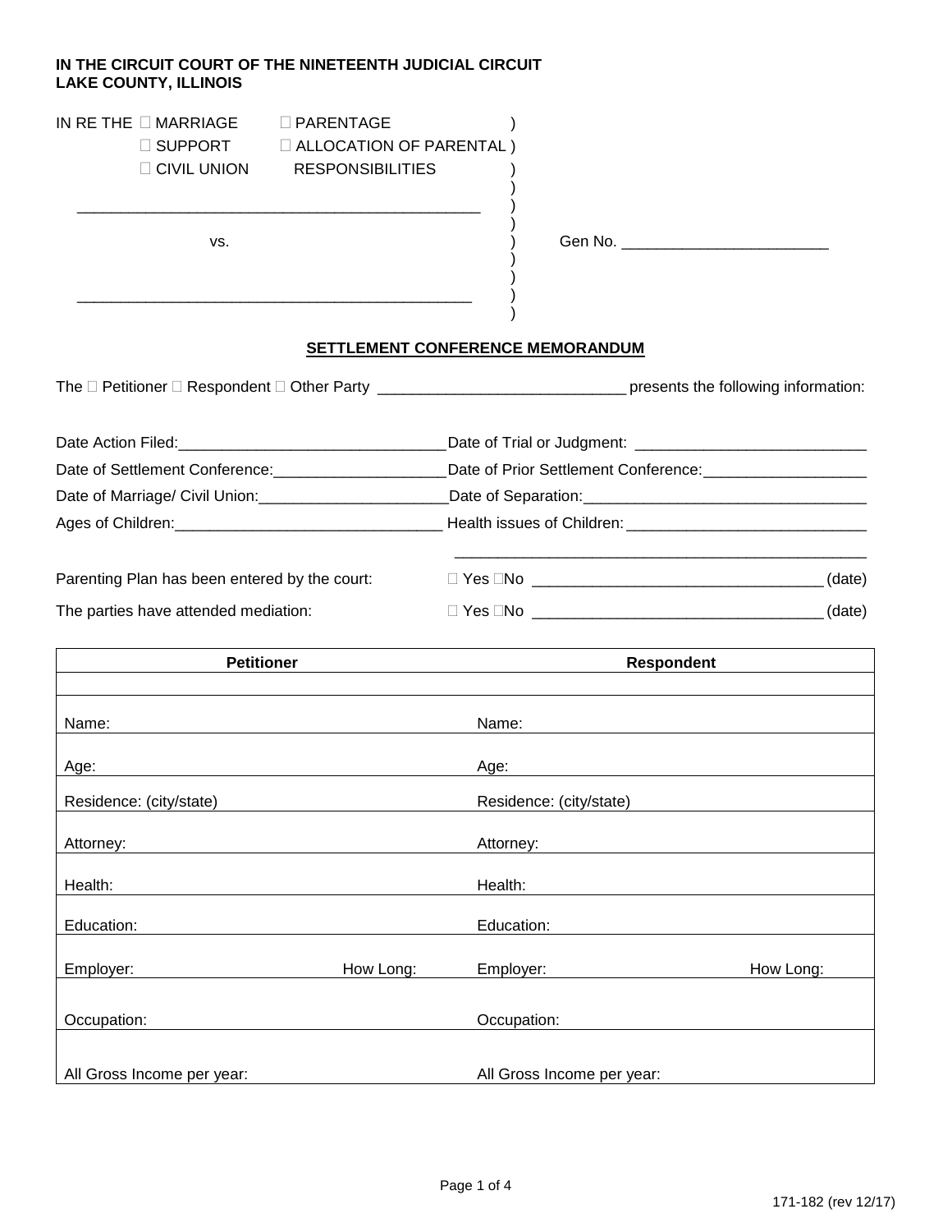**IN THE CIRCUIT COURT OF THE NINETEENTH JUDICIAL CIRCUIT**
**LAKE COUNTY, ILLINOIS**

IN RE THE ☐ MARRIAGE ☐ PARENTAGE
☐ SUPPORT ☐ ALLOCATION OF PARENTAL RESPONSIBILITIES
☐ CIVIL UNION

_______________________________________________

vs. Gen No. ________________________

_______________________________________________

## SETTLEMENT CONFERENCE MEMORANDUM

The ☐ Petitioner ☐ Respondent ☐ Other Party _____________________________ presents the following information:

Date Action Filed:_______________________________ Date of Trial or Judgment: ___________________________

Date of Settlement Conference:____________________ Date of Prior Settlement Conference:___________________

Date of Marriage/ Civil Union:______________________ Date of Separation:_________________________________

Ages of Children:_______________________________ Health issues of Children:____________________________

_________________________________________________

Parenting Plan has been entered by the court: ☐ Yes ☐No _________________________________ (date)

The parties have attended mediation: ☐ Yes ☐No _________________________________ (date)

| Petitioner | | Respondent | |
|---|---|---|---|
| | | | |
| Name: | | Name: | |
| Age: | | Age: | |
| Residence: (city/state) | | Residence: (city/state) | |
| Attorney: | | Attorney: | |
| Health: | | Health: | |
| Education: | | Education: | |
| Employer: | How Long: | Employer: | How Long: |
| Occupation: | | Occupation: | |
| All Gross Income per year: | | All Gross Income per year: | |

171-182 (rev 12/17)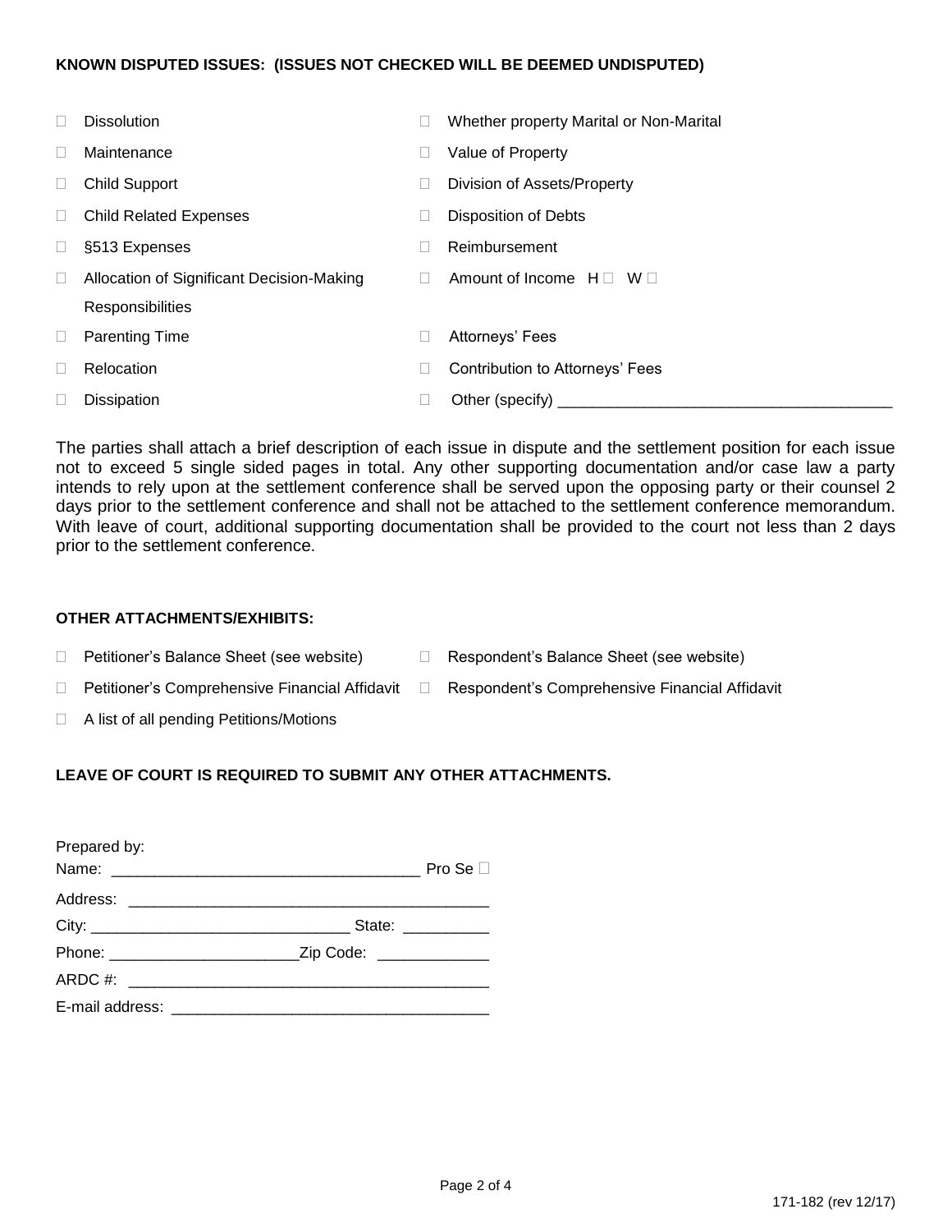**KNOWN DISPUTED ISSUES: (ISSUES NOT CHECKED WILL BE DEEMED UNDISPUTED)**

- ☐ Dissolution
- ☐ Maintenance
- ☐ Child Support
- ☐ Child Related Expenses
- ☐ §513 Expenses
- ☐ Allocation of Significant Decision-Making Responsibilities
- ☐ Parenting Time
- ☐ Relocation
- ☐ Dissipation
- ☐ Whether property Marital or Non-Marital
- ☐ Value of Property
- ☐ Division of Assets/Property
- ☐ Disposition of Debts
- ☐ Reimbursement
- ☐ Amount of Income H ☐ W ☐
- ☐ Attorneys' Fees
- ☐ Contribution to Attorneys' Fees
- ☐ Other (specify) ______________________________________

The parties shall attach a brief description of each issue in dispute and the settlement position for each issue not to exceed 5 single sided pages in total. Any other supporting documentation and/or case law a party intends to rely upon at the settlement conference shall be served upon the opposing party or their counsel 2 days prior to the settlement conference and shall not be attached to the settlement conference memorandum. With leave of court, additional supporting documentation shall be provided to the court not less than 2 days prior to the settlement conference.

**OTHER ATTACHMENTS/EXHIBITS:**

- ☐ Petitioner's Balance Sheet (see website)
- ☐ Respondent's Balance Sheet (see website)
- ☐ Petitioner's Comprehensive Financial Affidavit
- ☐ Respondent's Comprehensive Financial Affidavit
- ☐ A list of all pending Petitions/Motions

**LEAVE OF COURT IS REQUIRED TO SUBMIT ANY OTHER ATTACHMENTS.**

Prepared by:

Name: ___________________________________ Pro Se ☐

Address: _________________________________________

City: ______________________________ State: __________

Phone: ______________________Zip Code: _____________

ARDC #: _________________________________________

E-mail address: ____________________________________

171-182 (rev 12/17)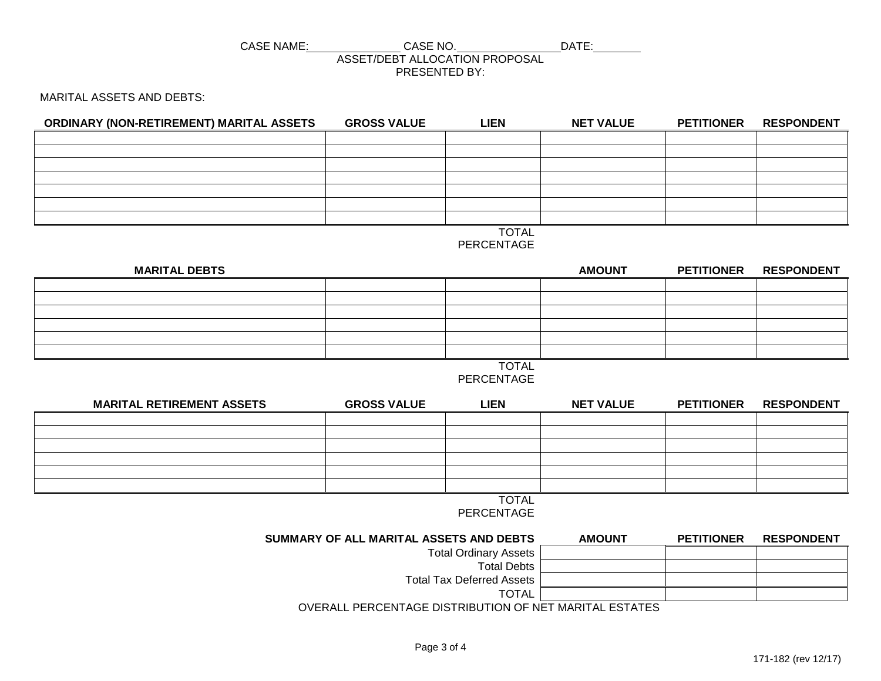CASE NAME:\_\_\_\_\_\_\_\_\_\_\_\_\_\_\_ CASE NO.\_\_\_\_\_\_\_\_\_\_\_\_\_\_\_\_\_DATE:\_\_\_\_\_\_\_\_

ASSET/DEBT ALLOCATION PROPOSAL

PRESENTED BY:

MARITAL ASSETS AND DEBTS:

| ORDINARY (NON-RETIREMENT) MARITAL ASSETS | GROSS VALUE | LIEN | NET VALUE | PETITIONER | RESPONDENT |
|---|---|---|---|---|---|
| | | | | | |
| | | | | | |
| | | | | | |
| | | | | | |
| | | | | | |
| | | | | | |
| | | | | | |
| | | TOTAL | | | |
| | | PERCENTAGE | | | |

| MARITAL DEBTS | | | AMOUNT | PETITIONER | RESPONDENT |
|---|---|---|---|---|---|
| | | | | | |
| | | | | | |
| | | | | | |
| | | | | | |
| | | | | | |
| | | | | | |
| | | TOTAL | | | |
| | | PERCENTAGE | | | |

| MARITAL RETIREMENT ASSETS | GROSS VALUE | LIEN | NET VALUE | PETITIONER | RESPONDENT |
|---|---|---|---|---|---|
| | | | | | |
| | | | | | |
| | | | | | |
| | | | | | |
| | | | | | |
| | | | | | |
| | | TOTAL | | | |
| | | PERCENTAGE | | | |

| SUMMARY OF ALL MARITAL ASSETS AND DEBTS | AMOUNT | PETITIONER | RESPONDENT |
|---|---|---|---|
| Total Ordinary Assets | | | |
| Total Debts | | | |
| Total Tax Deferred Assets | | | |
| TOTAL | | | |
| OVERALL PERCENTAGE DISTRIBUTION OF NET MARITAL ESTATES | | | |

171-182 (rev 12/17)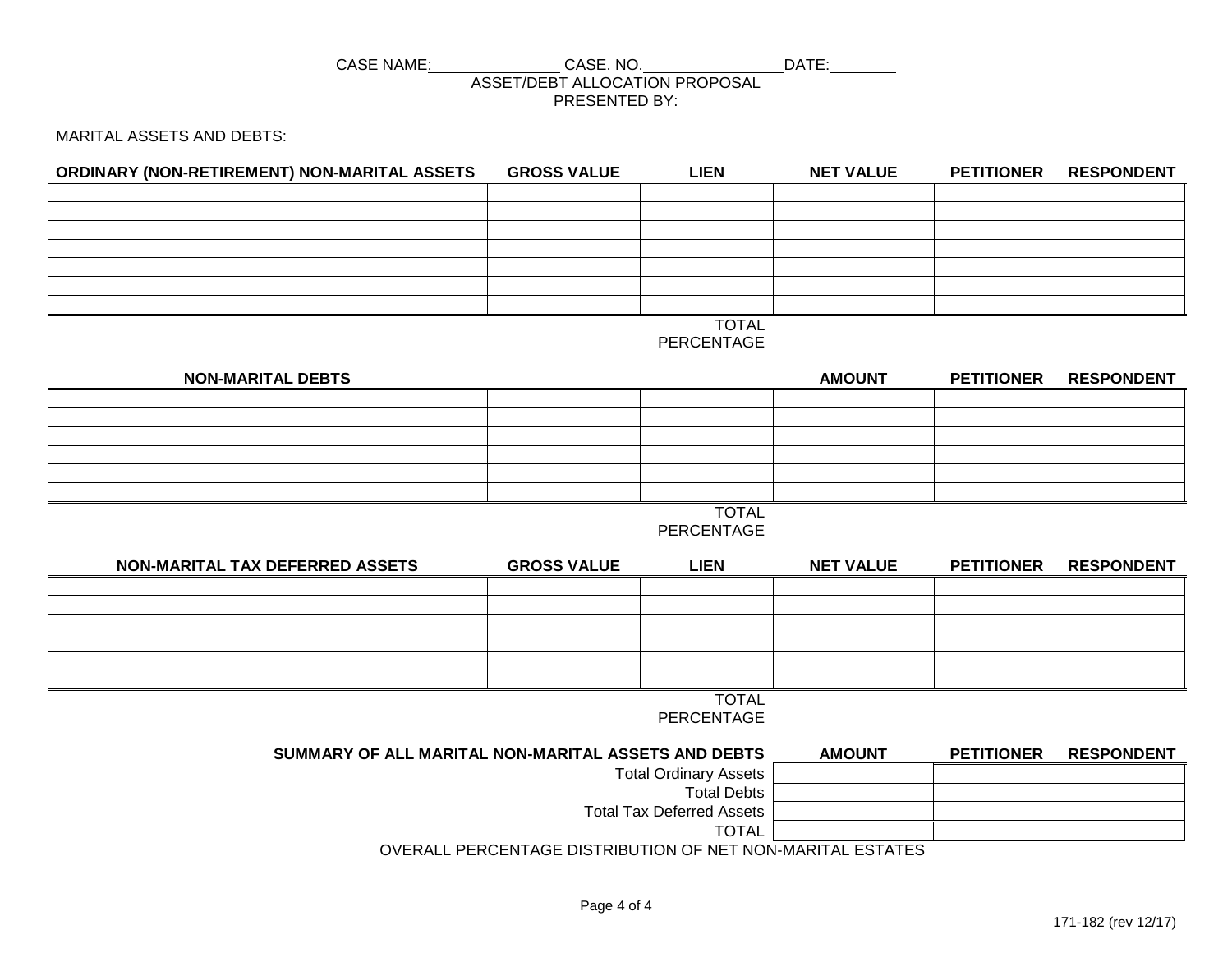CASE NAME:\_\_\_\_\_\_\_\_\_\_\_\_\_\_\_ CASE. NO.\_\_\_\_\_\_\_\_\_\_\_\_\_\_\_\_DATE:\_\_\_\_\_\_\_\_

ASSET/DEBT ALLOCATION PROPOSAL

PRESENTED BY:

MARITAL ASSETS AND DEBTS:

| ORDINARY (NON-RETIREMENT) NON-MARITAL ASSETS | GROSS VALUE | LIEN | NET VALUE | PETITIONER | RESPONDENT |
|---|---|---|---|---|---|
| | | | | | |
| | | | | | |
| | | | | | |
| | | | | | |
| | | | | | |
| | | | | | |
| | | | | | |
| | | TOTAL | | | |
| | | PERCENTAGE | | | |

| NON-MARITAL DEBTS | | | AMOUNT | PETITIONER | RESPONDENT |
|---|---|---|---|---|---|
| | | | | | |
| | | | | | |
| | | | | | |
| | | | | | |
| | | | | | |
| | | | | | |
| | | TOTAL | | | |
| | | PERCENTAGE | | | |

| NON-MARITAL TAX DEFERRED ASSETS | GROSS VALUE | LIEN | NET VALUE | PETITIONER | RESPONDENT |
|---|---|---|---|---|---|
| | | | | | |
| | | | | | |
| | | | | | |
| | | | | | |
| | | | | | |
| | | | | | |
| | | TOTAL | | | |
| | | PERCENTAGE | | | |

| SUMMARY OF ALL MARITAL NON-MARITAL ASSETS AND DEBTS | AMOUNT | PETITIONER | RESPONDENT |
|---|---|---|---|
| Total Ordinary Assets | | | |
| Total Debts | | | |
| Total Tax Deferred Assets | | | |
| TOTAL | | | |

OVERALL PERCENTAGE DISTRIBUTION OF NET NON-MARITAL ESTATES

171-182 (rev 12/17)